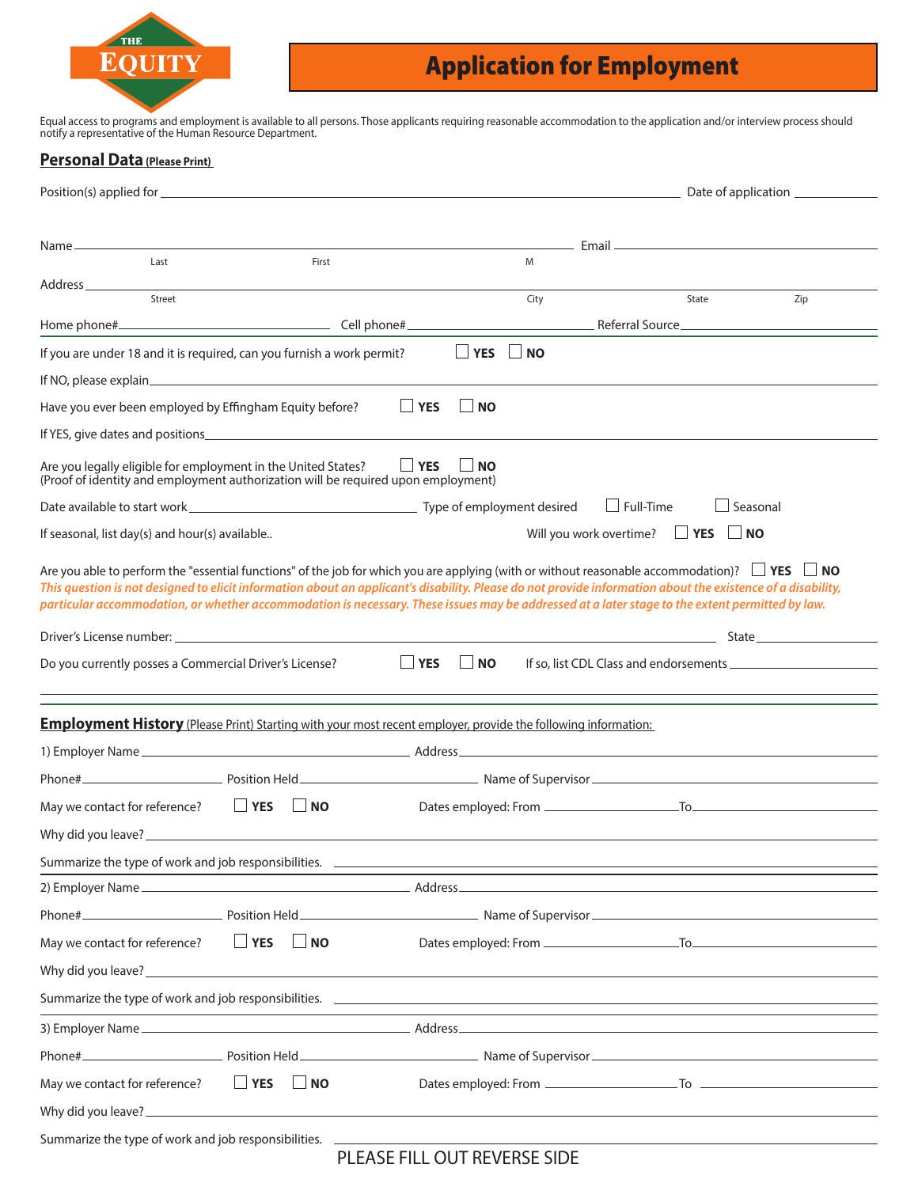THE EQUITY

# Application for Employment

Equal access to programs and employment is available to all persons. Those applicants requiring reasonable accommodation to the application and/or interview process should notify a representative of the Human Resource Department.

## Personal Data (Please Print)

Position(s) applied for ______________________ Date of application ____________

Name ______________________ Email ______________________
Last First M

Address ______________________
Street City State Zip

Home phone# ____________ Cell phone# ____________ Referral Source ____________

If you are under 18 and it is required, can you furnish a work permit? ☐ YES ☐ NO

If NO, please explain ______________________

Have you ever been employed by Effingham Equity before? ☐ YES ☐ NO

If YES, give dates and positions ______________________

Are you legally eligible for employment in the United States? ☐ YES ☐ NO
(Proof of identity and employment authorization will be required upon employment)

Date available to start work ____________ Type of employment desired ☐ Full-Time ☐ Seasonal

If seasonal, list day(s) and hour(s) available.. Will you work overtime? ☐ YES ☐ NO

Are you able to perform the "essential functions" of the job for which you are applying (with or without reasonable accommodation)? ☐ YES ☐ NO
***This question is not designed to elicit information about an applicant's disability. Please do not provide information about the existence of a disability, particular accommodation, or whether accommodation is necessary. These issues may be addressed at a later stage to the extent permitted by law.***

Driver's License number: ______________________ State ____________

Do you currently posses a Commercial Driver's License? ☐ YES ☐ NO If so, list CDL Class and endorsements ____________

## Employment History (Please Print) Starting with your most recent employer, provide the following information:

1) Employer Name ______________________ Address ______________________

Phone# ____________ Position Held ____________ Name of Supervisor ____________

May we contact for reference? ☐ YES ☐ NO Dates employed: From ____________ To ____________

Why did you leave? ______________________

Summarize the type of work and job responsibilities. ______________________

2) Employer Name ______________________ Address ______________________

Phone# ____________ Position Held ____________ Name of Supervisor ____________

May we contact for reference? ☐ YES ☐ NO Dates employed: From ____________ To ____________

Why did you leave? ______________________

Summarize the type of work and job responsibilities. ______________________

3) Employer Name ______________________ Address ______________________

Phone# ____________ Position Held ____________ Name of Supervisor ____________

May we contact for reference? ☐ YES ☐ NO Dates employed: From ____________ To ____________

Why did you leave? ______________________

Summarize the type of work and job responsibilities. ______________________

PLEASE FILL OUT REVERSE SIDE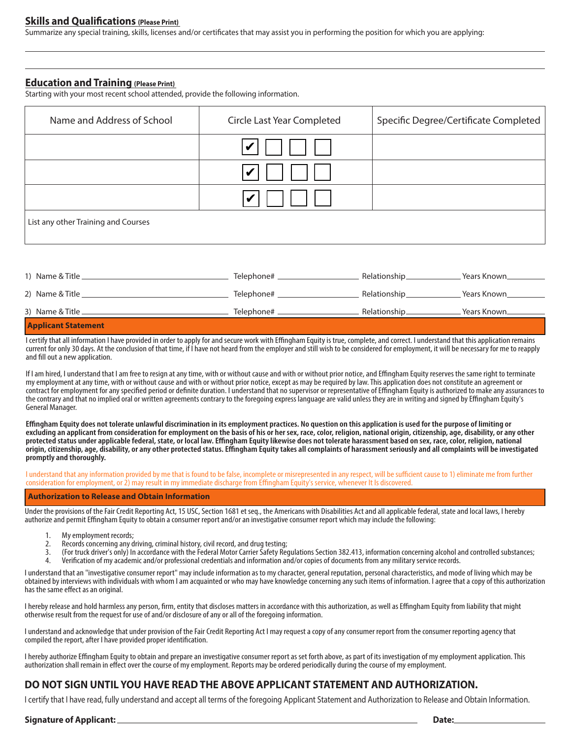## Skills and Qualifications (Please Print)

Summarize any special training, skills, licenses and/or certificates that may assist you in performing the position for which you are applying:

______________________________________________________________________

______________________________________________________________________

## Education and Training (Please Print)

Starting with your most recent school attended, provide the following information.

| Name and Address of School | Circle Last Year Completed | Specific Degree/Certificate Completed |
| --- | --- | --- |
| | ☑ ☐ ☐ ☐ | |
| | ☑ ☐ ☐ ☐ | |
| | ☑ ☐ ☐ ☐ | |
| List any other Training and Courses | | |

1) Name & Title ______________________ Telephone# ______________ Relationship __________ Years Known ________

2) Name & Title ______________________ Telephone# ______________ Relationship __________ Years Known ________

3) Name & Title ______________________ Telephone# ______________ Relationship __________ Years Known ________

## Applicant Statement

I certify that all information I have provided in order to apply for and secure work with Effingham Equity is true, complete, and correct. I understand that this application remains current for only 30 days. At the conclusion of that time, if I have not heard from the employer and still wish to be considered for employment, it will be necessary for me to reapply and fill out a new application.

If I am hired, I understand that I am free to resign at any time, with or without cause and with or without prior notice, and Effingham Equity reserves the same right to terminate my employment at any time, with or without cause and with or without prior notice, except as may be required by law. This application does not constitute an agreement or contract for employment for any specified period or definite duration. I understand that no supervisor or representative of Effingham Equity is authorized to make any assurances to the contrary and that no implied oral or written agreements contrary to the foregoing express language are valid unless they are in writing and signed by Effingham Equity's General Manager.

**Effingham Equity does not tolerate unlawful discrimination in its employment practices. No question on this application is used for the purpose of limiting or excluding an applicant from consideration for employment on the basis of his or her sex, race, color, religion, national origin, citizenship, age, disability, or any other protected status under applicable federal, state, or local law. Effingham Equity likewise does not tolerate harassment based on sex, race, color, religion, national origin, citizenship, age, disability, or any other protected status. Effingham Equity takes all complaints of harassment seriously and all complaints will be investigated promptly and thoroughly.**

I understand that any information provided by me that is found to be false, incomplete or misrepresented in any respect, will be sufficient cause to 1) eliminate me from further consideration for employment, or 2) may result in my immediate discharge from Effingham Equity's service, whenever It Is discovered.

## Authorization to Release and Obtain Information

Under the provisions of the Fair Credit Reporting Act, 15 USC, Section 1681 et seq., the Americans with Disabilities Act and all applicable federal, state and local laws, I hereby authorize and permit Effingham Equity to obtain a consumer report and/or an investigative consumer report which may include the following:

1. My employment records;
2. Records concerning any driving, criminal history, civil record, and drug testing;
3. (For truck driver's only) In accordance with the Federal Motor Carrier Safety Regulations Section 382.413, information concerning alcohol and controlled substances;
4. Verification of my academic and/or professional credentials and information and/or copies of documents from any military service records.

I understand that an "investigative consumer report" may include information as to my character, general reputation, personal characteristics, and mode of living which may be obtained by interviews with individuals with whom I am acquainted or who may have knowledge concerning any such items of information. I agree that a copy of this authorization has the same effect as an original.

I hereby release and hold harmless any person, firm, entity that discloses matters in accordance with this authorization, as well as Effingham Equity from liability that might otherwise result from the request for use of and/or disclosure of any or all of the foregoing information.

I understand and acknowledge that under provision of the Fair Credit Reporting Act I may request a copy of any consumer report from the consumer reporting agency that compiled the report, after I have provided proper identification.

I hereby authorize Effingham Equity to obtain and prepare an investigative consumer report as set forth above, as part of its investigation of my employment application. This authorization shall remain in effect over the course of my employment. Reports may be ordered periodically during the course of my employment.

## DO NOT SIGN UNTIL YOU HAVE READ THE ABOVE APPLICANT STATEMENT AND AUTHORIZATION.

I certify that I have read, fully understand and accept all terms of the foregoing Applicant Statement and Authorization to Release and Obtain Information.

**Signature of Applicant:** ______________________________ **Date:** ______________